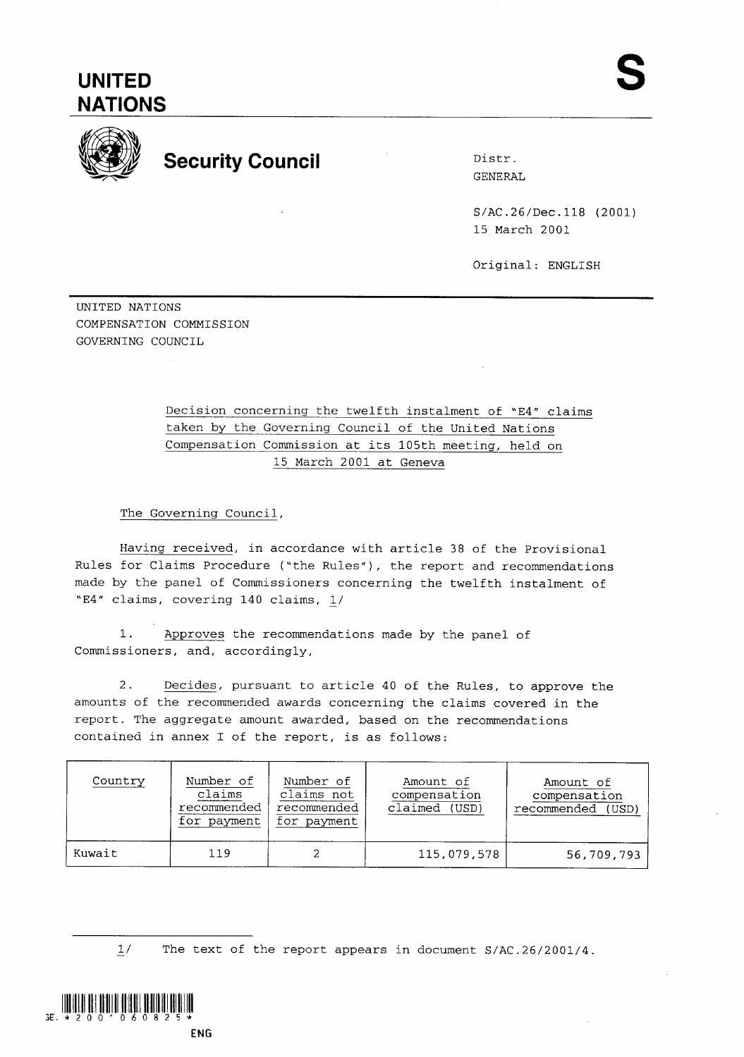# UNITED NATIONS

**S**

## Security Council

Distr.
GENERAL

S/AC.26/Dec.118 (2001)
15 March 2001

Original: ENGLISH

UNITED NATIONS
COMPENSATION COMMISSION
GOVERNING COUNCIL

Decision concerning the twelfth instalment of "E4" claims taken by the Governing Council of the United Nations Compensation Commission at its 105th meeting, held on 15 March 2001 at Geneva

The Governing Council,

Having received, in accordance with article 38 of the Provisional Rules for Claims Procedure ("the Rules"), the report and recommendations made by the panel of Commissioners concerning the twelfth instalment of "E4" claims, covering 140 claims, 1/

1. Approves the recommendations made by the panel of Commissioners, and, accordingly,

2. Decides, pursuant to article 40 of the Rules, to approve the amounts of the recommended awards concerning the claims covered in the report. The aggregate amount awarded, based on the recommendations contained in annex I of the report, is as follows:

| Country | Number of claims recommended for payment | Number of claims not recommended for payment | Amount of compensation claimed (USD) | Amount of compensation recommended (USD) |
|---|---|---|---|---|
| Kuwait | 119 | 2 | 115,079,578 | 56,709,793 |

---

1/ The text of the report appears in document S/AC.26/2001/4.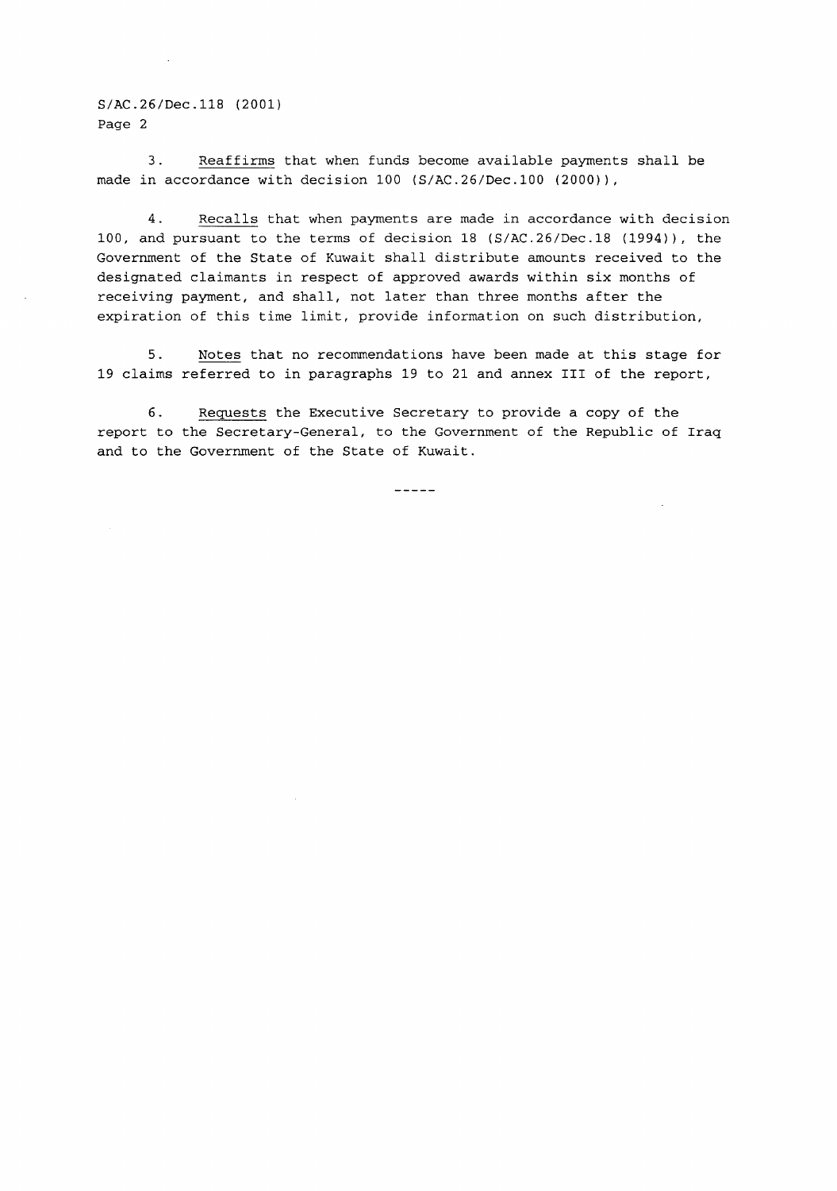3. Reaffirms that when funds become available payments shall be made in accordance with decision 100 (S/AC.26/Dec.100 (2000)),

4. Recalls that when payments are made in accordance with decision 100, and pursuant to the terms of decision 18 (S/AC.26/Dec.18 (1994)), the Government of the State of Kuwait shall distribute amounts received to the designated claimants in respect of approved awards within six months of receiving payment, and shall, not later than three months after the expiration of this time limit, provide information on such distribution,

5. Notes that no recommendations have been made at this stage for 19 claims referred to in paragraphs 19 to 21 and annex III of the report,

6. Requests the Executive Secretary to provide a copy of the report to the Secretary-General, to the Government of the Republic of Iraq and to the Government of the State of Kuwait.

-----